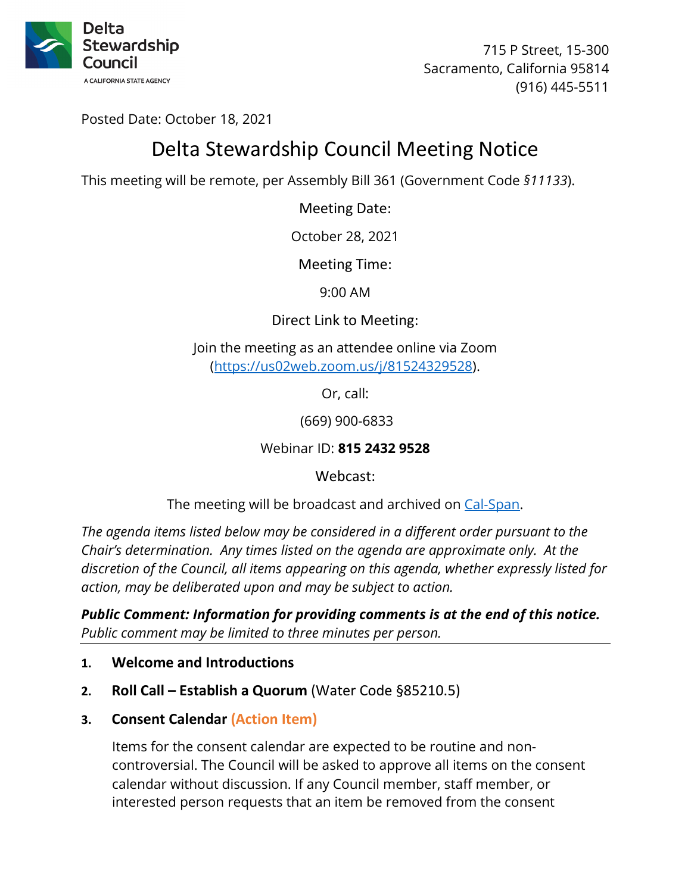Delta Stewardship Council

A CALIFORNIA STATE AGENCY

715 P Street, 15-300
Sacramento, California 95814
(916) 445-5511

Posted Date: October 18, 2021

# Delta Stewardship Council Meeting Notice

This meeting will be remote, per Assembly Bill 361 (Government Code *§11133*).

Meeting Date:

October 28, 2021

Meeting Time:

9:00 AM

Direct Link to Meeting:

Join the meeting as an attendee online via Zoom (https://us02web.zoom.us/j/81524329528).

Or, call:

(669) 900-6833

Webinar ID: **815 2432 9528**

Webcast:

The meeting will be broadcast and archived on Cal-Span.

*The agenda items listed below may be considered in a different order pursuant to the Chair's determination. Any times listed on the agenda are approximate only. At the discretion of the Council, all items appearing on this agenda, whether expressly listed for action, may be deliberated upon and may be subject to action.*

***Public Comment: Information for providing comments is at the end of this notice.*** *Public comment may be limited to three minutes per person.*

---

1. **Welcome and Introductions**
2. **Roll Call – Establish a Quorum** (Water Code §85210.5)
3. **Consent Calendar (Action Item)**

   Items for the consent calendar are expected to be routine and non-controversial. The Council will be asked to approve all items on the consent calendar without discussion. If any Council member, staff member, or interested person requests that an item be removed from the consent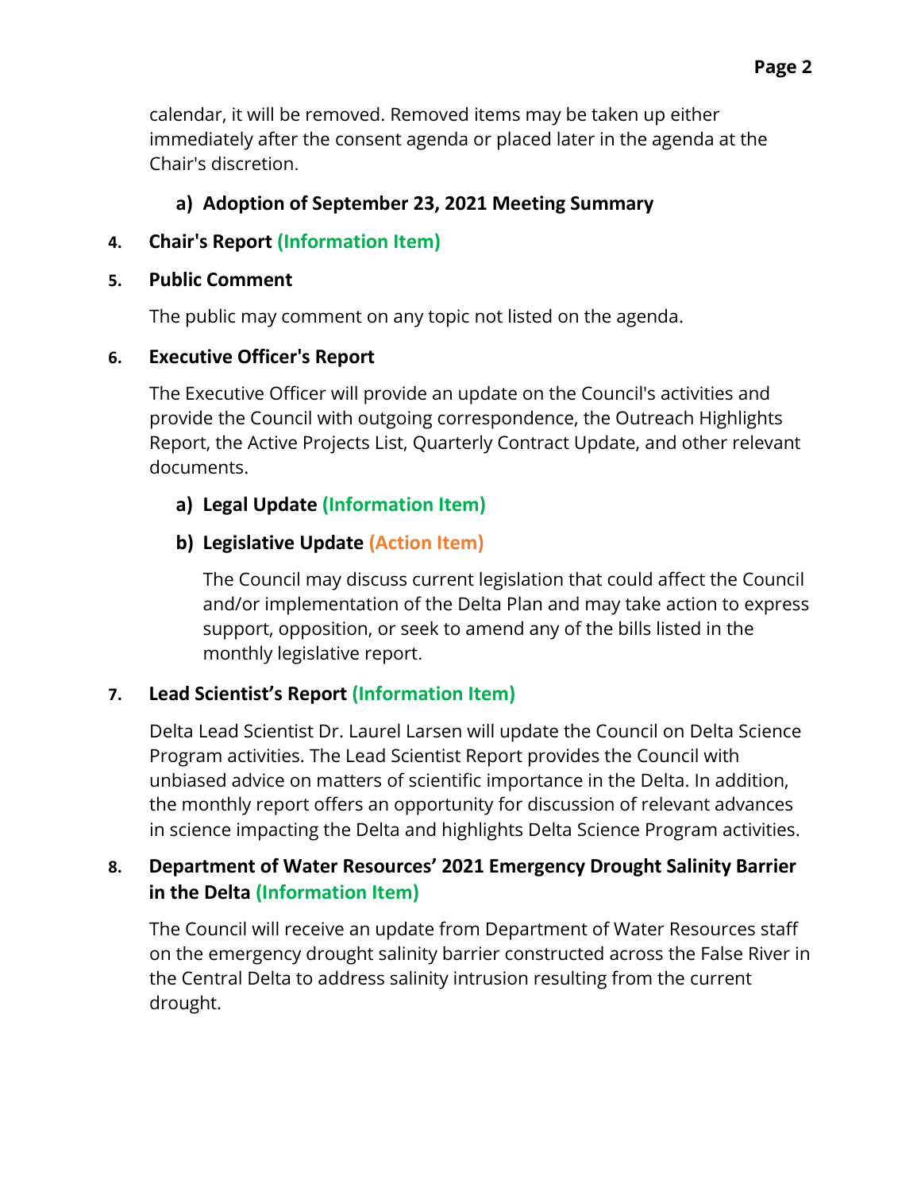calendar, it will be removed. Removed items may be taken up either immediately after the consent agenda or placed later in the agenda at the Chair's discretion.

**a) Adoption of September 23, 2021 Meeting Summary**

**4. Chair's Report (Information Item)**

**5. Public Comment**

The public may comment on any topic not listed on the agenda.

**6. Executive Officer's Report**

The Executive Officer will provide an update on the Council's activities and provide the Council with outgoing correspondence, the Outreach Highlights Report, the Active Projects List, Quarterly Contract Update, and other relevant documents.

**a) Legal Update (Information Item)**

**b) Legislative Update (Action Item)**

The Council may discuss current legislation that could affect the Council and/or implementation of the Delta Plan and may take action to express support, opposition, or seek to amend any of the bills listed in the monthly legislative report.

**7. Lead Scientist's Report (Information Item)**

Delta Lead Scientist Dr. Laurel Larsen will update the Council on Delta Science Program activities. The Lead Scientist Report provides the Council with unbiased advice on matters of scientific importance in the Delta. In addition, the monthly report offers an opportunity for discussion of relevant advances in science impacting the Delta and highlights Delta Science Program activities.

**8. Department of Water Resources' 2021 Emergency Drought Salinity Barrier in the Delta (Information Item)**

The Council will receive an update from Department of Water Resources staff on the emergency drought salinity barrier constructed across the False River in the Central Delta to address salinity intrusion resulting from the current drought.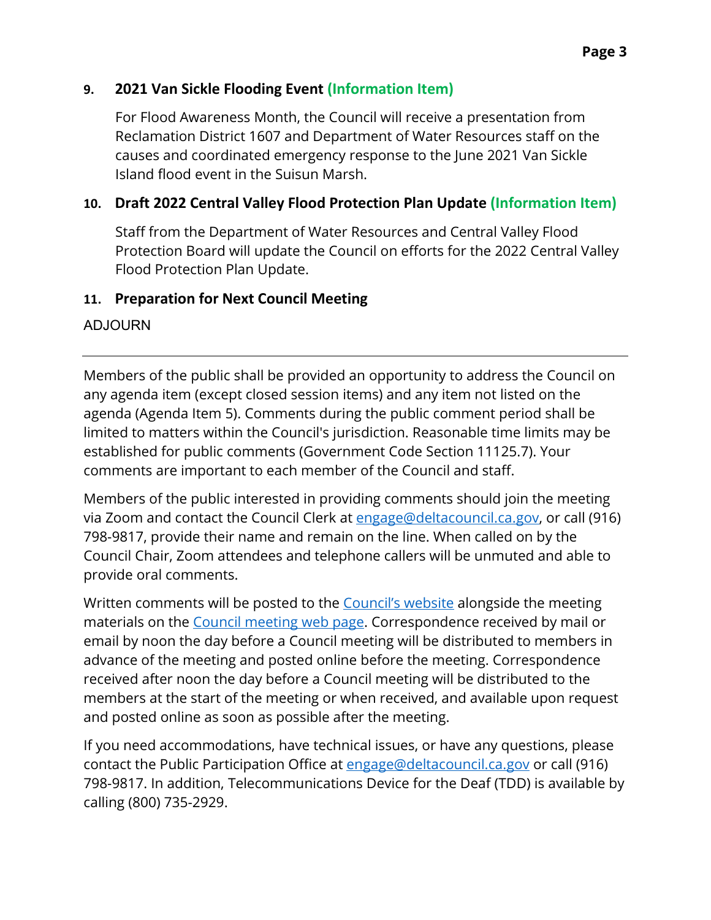**9. 2021 Van Sickle Flooding Event (Information Item)**

For Flood Awareness Month, the Council will receive a presentation from Reclamation District 1607 and Department of Water Resources staff on the causes and coordinated emergency response to the June 2021 Van Sickle Island flood event in the Suisun Marsh.

**10. Draft 2022 Central Valley Flood Protection Plan Update (Information Item)**

Staff from the Department of Water Resources and Central Valley Flood Protection Board will update the Council on efforts for the 2022 Central Valley Flood Protection Plan Update.

**11. Preparation for Next Council Meeting**

ADJOURN

---

Members of the public shall be provided an opportunity to address the Council on any agenda item (except closed session items) and any item not listed on the agenda (Agenda Item 5). Comments during the public comment period shall be limited to matters within the Council's jurisdiction. Reasonable time limits may be established for public comments (Government Code Section 11125.7). Your comments are important to each member of the Council and staff.

Members of the public interested in providing comments should join the meeting via Zoom and contact the Council Clerk at engage@deltacouncil.ca.gov, or call (916) 798-9817, provide their name and remain on the line. When called on by the Council Chair, Zoom attendees and telephone callers will be unmuted and able to provide oral comments.

Written comments will be posted to the Council's website alongside the meeting materials on the Council meeting web page. Correspondence received by mail or email by noon the day before a Council meeting will be distributed to members in advance of the meeting and posted online before the meeting. Correspondence received after noon the day before a Council meeting will be distributed to the members at the start of the meeting or when received, and available upon request and posted online as soon as possible after the meeting.

If you need accommodations, have technical issues, or have any questions, please contact the Public Participation Office at engage@deltacouncil.ca.gov or call (916) 798-9817. In addition, Telecommunications Device for the Deaf (TDD) is available by calling (800) 735-2929.